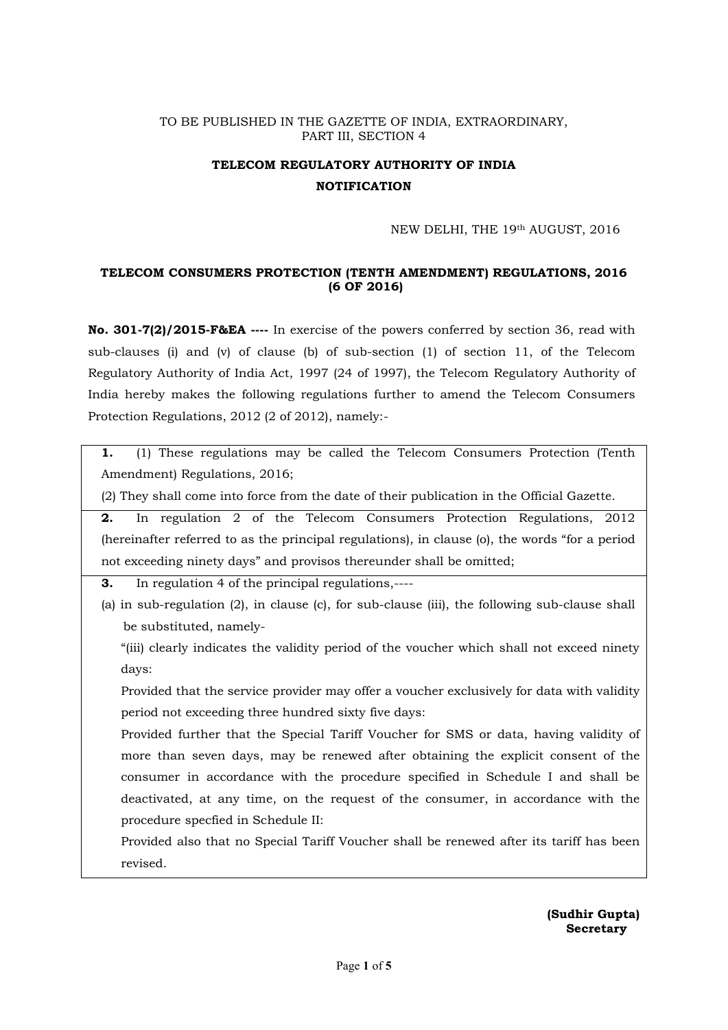TO BE PUBLISHED IN THE GAZETTE OF INDIA, EXTRAORDINARY,
PART III, SECTION 4

**TELECOM REGULATORY AUTHORITY OF INDIA**

**NOTIFICATION**

NEW DELHI, THE 19th AUGUST, 2016

**TELECOM CONSUMERS PROTECTION (TENTH AMENDMENT) REGULATIONS, 2016 (6 OF 2016)**

**No. 301-7(2)/2015-F&EA ----** In exercise of the powers conferred by section 36, read with sub-clauses (i) and (v) of clause (b) of sub-section (1) of section 11, of the Telecom Regulatory Authority of India Act, 1997 (24 of 1997), the Telecom Regulatory Authority of India hereby makes the following regulations further to amend the Telecom Consumers Protection Regulations, 2012 (2 of 2012), namely:-

**1.** (1) These regulations may be called the Telecom Consumers Protection (Tenth Amendment) Regulations, 2016;

(2) They shall come into force from the date of their publication in the Official Gazette.

**2.** In regulation 2 of the Telecom Consumers Protection Regulations, 2012 (hereinafter referred to as the principal regulations), in clause (o), the words "for a period not exceeding ninety days" and provisos thereunder shall be omitted;

**3.** In regulation 4 of the principal regulations,----

(a) in sub-regulation (2), in clause (c), for sub-clause (iii), the following sub-clause shall be substituted, namely-

"(iii) clearly indicates the validity period of the voucher which shall not exceed ninety days:

Provided that the service provider may offer a voucher exclusively for data with validity period not exceeding three hundred sixty five days:

Provided further that the Special Tariff Voucher for SMS or data, having validity of more than seven days, may be renewed after obtaining the explicit consent of the consumer in accordance with the procedure specified in Schedule I and shall be deactivated, at any time, on the request of the consumer, in accordance with the procedure specfied in Schedule II:

Provided also that no Special Tariff Voucher shall be renewed after its tariff has been revised.

**(Sudhir Gupta)**
**Secretary**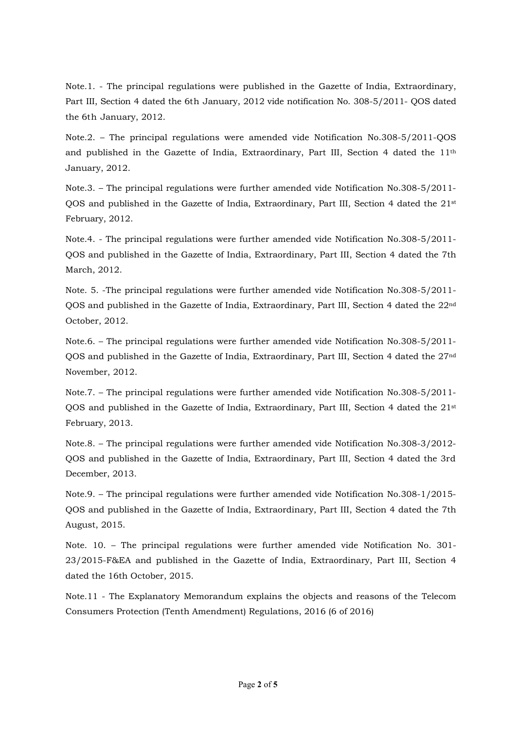Note.1. - The principal regulations were published in the Gazette of India, Extraordinary, Part III, Section 4 dated the 6th January, 2012 vide notification No. 308-5/2011- QOS dated the 6th January, 2012.

Note.2. – The principal regulations were amended vide Notification No.308-5/2011-QOS and published in the Gazette of India, Extraordinary, Part III, Section 4 dated the 11th January, 2012.

Note.3. – The principal regulations were further amended vide Notification No.308-5/2011-QOS and published in the Gazette of India, Extraordinary, Part III, Section 4 dated the 21st February, 2012.

Note.4. - The principal regulations were further amended vide Notification No.308-5/2011-QOS and published in the Gazette of India, Extraordinary, Part III, Section 4 dated the 7th March, 2012.

Note. 5. -The principal regulations were further amended vide Notification No.308-5/2011-QOS and published in the Gazette of India, Extraordinary, Part III, Section 4 dated the 22nd October, 2012.

Note.6. – The principal regulations were further amended vide Notification No.308-5/2011-QOS and published in the Gazette of India, Extraordinary, Part III, Section 4 dated the 27nd November, 2012.

Note.7. – The principal regulations were further amended vide Notification No.308-5/2011-QOS and published in the Gazette of India, Extraordinary, Part III, Section 4 dated the 21st February, 2013.

Note.8. – The principal regulations were further amended vide Notification No.308-3/2012-QOS and published in the Gazette of India, Extraordinary, Part III, Section 4 dated the 3rd December, 2013.

Note.9. – The principal regulations were further amended vide Notification No.308-1/2015-QOS and published in the Gazette of India, Extraordinary, Part III, Section 4 dated the 7th August, 2015.

Note. 10. – The principal regulations were further amended vide Notification No. 301-23/2015-F&EA and published in the Gazette of India, Extraordinary, Part III, Section 4 dated the 16th October, 2015.

Note.11 - The Explanatory Memorandum explains the objects and reasons of the Telecom Consumers Protection (Tenth Amendment) Regulations, 2016 (6 of 2016)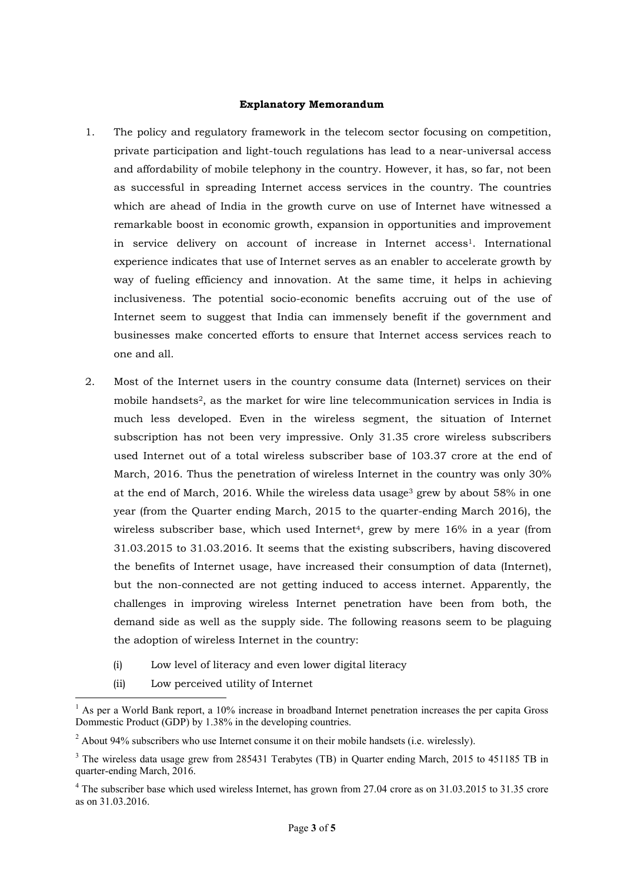**Explanatory Memorandum**

1. The policy and regulatory framework in the telecom sector focusing on competition, private participation and light-touch regulations has lead to a near-universal access and affordability of mobile telephony in the country. However, it has, so far, not been as successful in spreading Internet access services in the country. The countries which are ahead of India in the growth curve on use of Internet have witnessed a remarkable boost in economic growth, expansion in opportunities and improvement in service delivery on account of increase in Internet access[1]. International experience indicates that use of Internet serves as an enabler to accelerate growth by way of fueling efficiency and innovation. At the same time, it helps in achieving inclusiveness. The potential socio-economic benefits accruing out of the use of Internet seem to suggest that India can immensely benefit if the government and businesses make concerted efforts to ensure that Internet access services reach to one and all.

2. Most of the Internet users in the country consume data (Internet) services on their mobile handsets[2], as the market for wire line telecommunication services in India is much less developed. Even in the wireless segment, the situation of Internet subscription has not been very impressive. Only 31.35 crore wireless subscribers used Internet out of a total wireless subscriber base of 103.37 crore at the end of March, 2016. Thus the penetration of wireless Internet in the country was only 30% at the end of March, 2016. While the wireless data usage[3] grew by about 58% in one year (from the Quarter ending March, 2015 to the quarter-ending March 2016), the wireless subscriber base, which used Internet[4], grew by mere 16% in a year (from 31.03.2015 to 31.03.2016. It seems that the existing subscribers, having discovered the benefits of Internet usage, have increased their consumption of data (Internet), but the non-connected are not getting induced to access internet. Apparently, the challenges in improving wireless Internet penetration have been from both, the demand side as well as the supply side. The following reasons seem to be plaguing the adoption of wireless Internet in the country:

   (i) Low level of literacy and even lower digital literacy

   (ii) Low perceived utility of Internet

---

[1] As per a World Bank report, a 10% increase in broadband Internet penetration increases the per capita Gross Dommestic Product (GDP) by 1.38% in the developing countries.

[2] About 94% subscribers who use Internet consume it on their mobile handsets (i.e. wirelessly).

[3] The wireless data usage grew from 285431 Terabytes (TB) in Quarter ending March, 2015 to 451185 TB in quarter-ending March, 2016.

[4] The subscriber base which used wireless Internet, has grown from 27.04 crore as on 31.03.2015 to 31.35 crore as on 31.03.2016.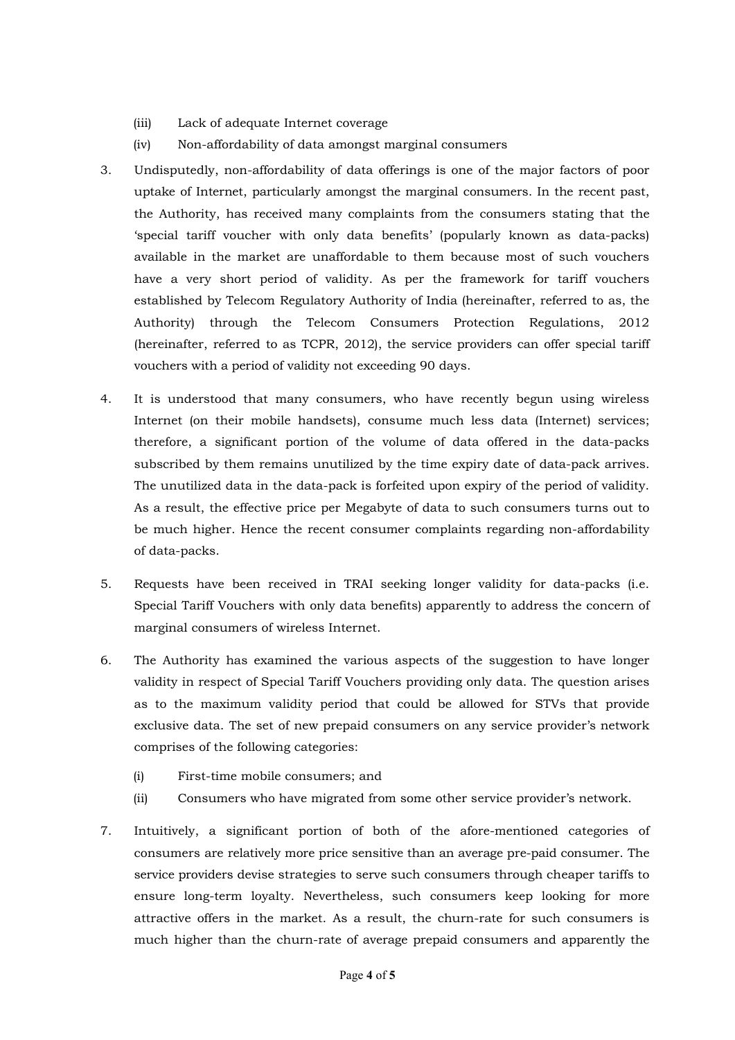(iii) Lack of adequate Internet coverage

(iv) Non-affordability of data amongst marginal consumers

3. Undisputedly, non-affordability of data offerings is one of the major factors of poor uptake of Internet, particularly amongst the marginal consumers. In the recent past, the Authority, has received many complaints from the consumers stating that the 'special tariff voucher with only data benefits' (popularly known as data-packs) available in the market are unaffordable to them because most of such vouchers have a very short period of validity. As per the framework for tariff vouchers established by Telecom Regulatory Authority of India (hereinafter, referred to as, the Authority) through the Telecom Consumers Protection Regulations, 2012 (hereinafter, referred to as TCPR, 2012), the service providers can offer special tariff vouchers with a period of validity not exceeding 90 days.

4. It is understood that many consumers, who have recently begun using wireless Internet (on their mobile handsets), consume much less data (Internet) services; therefore, a significant portion of the volume of data offered in the data-packs subscribed by them remains unutilized by the time expiry date of data-pack arrives. The unutilized data in the data-pack is forfeited upon expiry of the period of validity. As a result, the effective price per Megabyte of data to such consumers turns out to be much higher. Hence the recent consumer complaints regarding non-affordability of data-packs.

5. Requests have been received in TRAI seeking longer validity for data-packs (i.e. Special Tariff Vouchers with only data benefits) apparently to address the concern of marginal consumers of wireless Internet.

6. The Authority has examined the various aspects of the suggestion to have longer validity in respect of Special Tariff Vouchers providing only data. The question arises as to the maximum validity period that could be allowed for STVs that provide exclusive data. The set of new prepaid consumers on any service provider's network comprises of the following categories:

   (i) First-time mobile consumers; and

   (ii) Consumers who have migrated from some other service provider's network.

7. Intuitively, a significant portion of both of the afore-mentioned categories of consumers are relatively more price sensitive than an average pre-paid consumer. The service providers devise strategies to serve such consumers through cheaper tariffs to ensure long-term loyalty. Nevertheless, such consumers keep looking for more attractive offers in the market. As a result, the churn-rate for such consumers is much higher than the churn-rate of average prepaid consumers and apparently the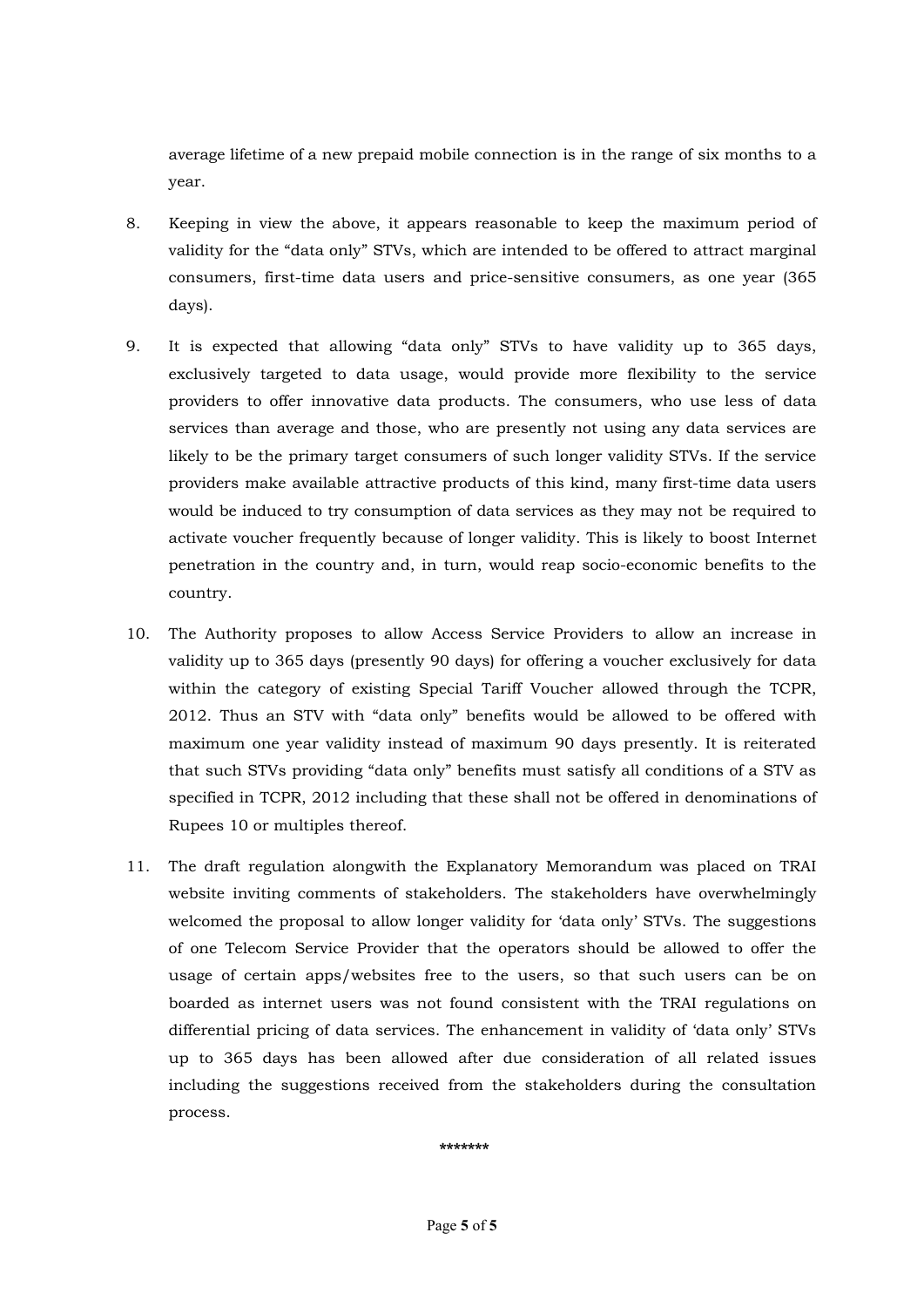average lifetime of a new prepaid mobile connection is in the range of six months to a year.

8. Keeping in view the above, it appears reasonable to keep the maximum period of validity for the "data only" STVs, which are intended to be offered to attract marginal consumers, first-time data users and price-sensitive consumers, as one year (365 days).

9. It is expected that allowing "data only" STVs to have validity up to 365 days, exclusively targeted to data usage, would provide more flexibility to the service providers to offer innovative data products. The consumers, who use less of data services than average and those, who are presently not using any data services are likely to be the primary target consumers of such longer validity STVs. If the service providers make available attractive products of this kind, many first-time data users would be induced to try consumption of data services as they may not be required to activate voucher frequently because of longer validity. This is likely to boost Internet penetration in the country and, in turn, would reap socio-economic benefits to the country.

10. The Authority proposes to allow Access Service Providers to allow an increase in validity up to 365 days (presently 90 days) for offering a voucher exclusively for data within the category of existing Special Tariff Voucher allowed through the TCPR, 2012. Thus an STV with "data only" benefits would be allowed to be offered with maximum one year validity instead of maximum 90 days presently. It is reiterated that such STVs providing "data only" benefits must satisfy all conditions of a STV as specified in TCPR, 2012 including that these shall not be offered in denominations of Rupees 10 or multiples thereof.

11. The draft regulation alongwith the Explanatory Memorandum was placed on TRAI website inviting comments of stakeholders. The stakeholders have overwhelmingly welcomed the proposal to allow longer validity for 'data only' STVs. The suggestions of one Telecom Service Provider that the operators should be allowed to offer the usage of certain apps/websites free to the users, so that such users can be on boarded as internet users was not found consistent with the TRAI regulations on differential pricing of data services. The enhancement in validity of 'data only' STVs up to 365 days has been allowed after due consideration of all related issues including the suggestions received from the stakeholders during the consultation process.

*******